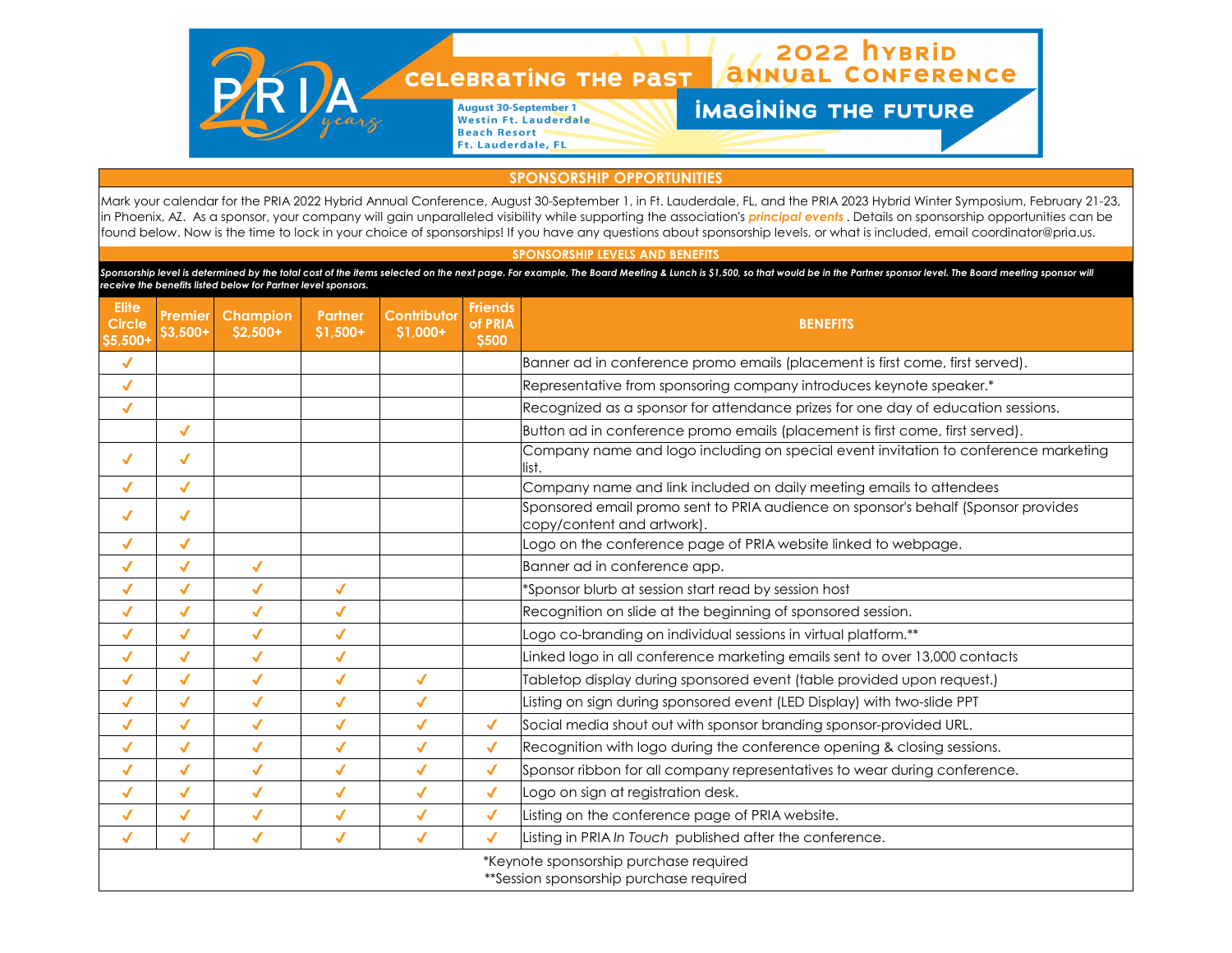# PRIA 20 years — 2022 Hybrid Annual Conference

**Celebrating the Past — Imagining the Future**

August 30-September 1
Westin Ft. Lauderdale Beach Resort
Ft. Lauderdale, FL

## SPONSORSHIP OPPORTUNITIES

Mark your calendar for the PRIA 2022 Hybrid Annual Conference, August 30-September 1, in Ft. Lauderdale, FL, and the PRIA 2023 Hybrid Winter Symposium, February 21-23, in Phoenix, AZ. As a sponsor, your company will gain unparalleled visibility while supporting the association's ***principal events*** . Details on sponsorship opportunities can be found below. Now is the time to lock in your choice of sponsorships! If you have any questions about sponsorship levels, or what is included, email coordinator@pria.us.

### SPONSORSHIP LEVELS AND BENEFITS

***Sponsorship level is determined by the total cost of the items selected on the next page. For example, The Board Meeting & Lunch is $1,500, so that would be in the Partner sponsor level. The Board meeting sponsor will receive the benefits listed below for Partner level sponsors.***

| Elite Circle $5,500+ | Premier $3,500+ | Champion $2,500+ | Partner $1,500+ | Contributor $1,000+ | Friends of PRIA $500 | BENEFITS |
|---|---|---|---|---|---|---|
| ✓ | | | | | | Banner ad in conference promo emails (placement is first come, first served). |
| ✓ | | | | | | Representative from sponsoring company introduces keynote speaker.* |
| ✓ | | | | | | Recognized as a sponsor for attendance prizes for one day of education sessions. |
| | ✓ | | | | | Button ad in conference promo emails (placement is first come, first served). |
| ✓ | ✓ | | | | | Company name and logo including on special event invitation to conference marketing list. |
| ✓ | ✓ | | | | | Company name and link included on daily meeting emails to attendees |
| ✓ | ✓ | | | | | Sponsored email promo sent to PRIA audience on sponsor's behalf (Sponsor provides copy/content and artwork). |
| ✓ | ✓ | | | | | Logo on the conference page of PRIA website linked to webpage. |
| ✓ | ✓ | ✓ | | | | Banner ad in conference app. |
| ✓ | ✓ | ✓ | ✓ | | | *Sponsor blurb at session start read by session host |
| ✓ | ✓ | ✓ | ✓ | | | Recognition on slide at the beginning of sponsored session. |
| ✓ | ✓ | ✓ | ✓ | | | Logo co-branding on individual sessions in virtual platform.** |
| ✓ | ✓ | ✓ | ✓ | | | Linked logo in all conference marketing emails sent to over 13,000 contacts |
| ✓ | ✓ | ✓ | ✓ | ✓ | | Tabletop display during sponsored event (table provided upon request.) |
| ✓ | ✓ | ✓ | ✓ | ✓ | | Listing on sign during sponsored event (LED Display) with two-slide PPT |
| ✓ | ✓ | ✓ | ✓ | ✓ | ✓ | Social media shout out with sponsor branding sponsor-provided URL. |
| ✓ | ✓ | ✓ | ✓ | ✓ | ✓ | Recognition with logo during the conference opening & closing sessions. |
| ✓ | ✓ | ✓ | ✓ | ✓ | ✓ | Sponsor ribbon for all company representatives to wear during conference. |
| ✓ | ✓ | ✓ | ✓ | ✓ | ✓ | Logo on sign at registration desk. |
| ✓ | ✓ | ✓ | ✓ | ✓ | ✓ | Listing on the conference page of PRIA website. |
| ✓ | ✓ | ✓ | ✓ | ✓ | ✓ | Listing in PRIA *In Touch* published after the conference. |

*Keynote sponsorship purchase required
**Session sponsorship purchase required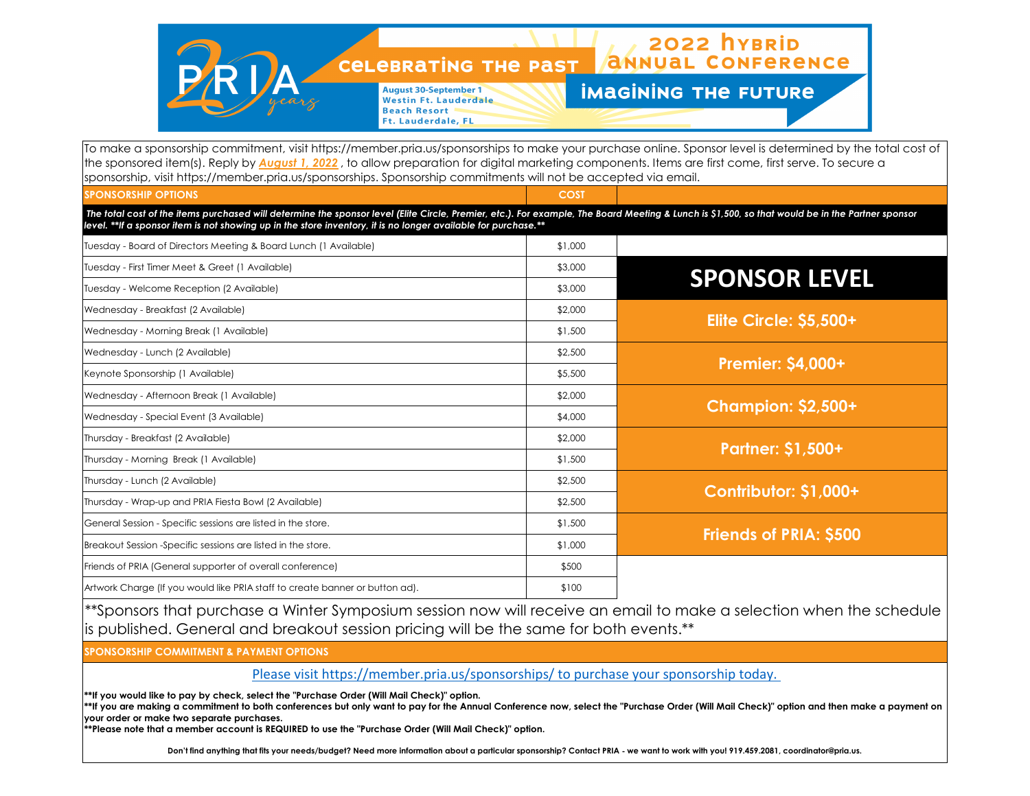PRIA 20 years

CELEBRATING THE PAST

August 30-September 1
Westin Ft. Lauderdale
Beach Resort
Ft. Lauderdale, FL

2022 HYBRID ANNUAL CONFERENCE

IMAGINING THE FUTURE

To make a sponsorship commitment, visit https://member.pria.us/sponsorships to make your purchase online. Sponsor level is determined by the total cost of the sponsored item(s). Reply by ***August 1, 2022***, to allow preparation for digital marketing components. Items are first come, first serve. To secure a sponsorship, visit https://member.pria.us/sponsorships. Sponsorship commitments will not be accepted via email.

| SPONSORSHIP OPTIONS | COST | |
|---|---|---|
| ***The total cost of the items purchased will determine the sponsor level (Elite Circle, Premier, etc.). For example, The Board Meeting & Lunch is $1,500, so that would be in the Partner sponsor level. **If a sponsor item is not showing up in the store inventory, it is no longer available for purchase.**** | | |
| Tuesday - Board of Directors Meeting & Board Lunch (1 Available) | $1,000 | |
| Tuesday - First Timer Meet & Greet (1 Available) | $3,000 | **SPONSOR LEVEL** |
| Tuesday - Welcome Reception (2 Available) | $3,000 | |
| Wednesday - Breakfast (2 Available) | $2,000 | **Elite Circle: $5,500+** |
| Wednesday - Morning Break (1 Available) | $1,500 | |
| Wednesday - Lunch (2 Available) | $2,500 | **Premier: $4,000+** |
| Keynote Sponsorship (1 Available) | $5,500 | |
| Wednesday - Afternoon Break (1 Available) | $2,000 | **Champion: $2,500+** |
| Wednesday - Special Event (3 Available) | $4,000 | |
| Thursday - Breakfast (2 Available) | $2,000 | **Partner: $1,500+** |
| Thursday - Morning Break (1 Available) | $1,500 | |
| Thursday - Lunch (2 Available) | $2,500 | **Contributor: $1,000+** |
| Thursday - Wrap-up and PRIA Fiesta Bowl (2 Available) | $2,500 | |
| General Session - Specific sessions are listed in the store. | $1,500 | **Friends of PRIA: $500** |
| Breakout Session -Specific sessions are listed in the store. | $1,000 | |
| Friends of PRIA (General supporter of overall conference) | $500 | |
| Artwork Charge (If you would like PRIA staff to create banner or button ad). | $100 | |

**Sponsors that purchase a Winter Symposium session now will receive an email to make a selection when the schedule is published. General and breakout session pricing will be the same for both events.**

**SPONSORSHIP COMMITMENT & PAYMENT OPTIONS**

Please visit https://member.pria.us/sponsorships/ to purchase your sponsorship today.

****If you would like to pay by check, select the "Purchase Order (Will Mail Check)" option.**

****If you are making a commitment to both conferences but only want to pay for the Annual Conference now, select the "Purchase Order (Will Mail Check)" option and then make a payment on your order or make two separate purchases.**

****Please note that a member account is REQUIRED to use the "Purchase Order (Will Mail Check)" option.**

**Don't find anything that fits your needs/budget? Need more information about a particular sponsorship? Contact PRIA - we want to work with you! 919.459.2081, coordinator@pria.us.**